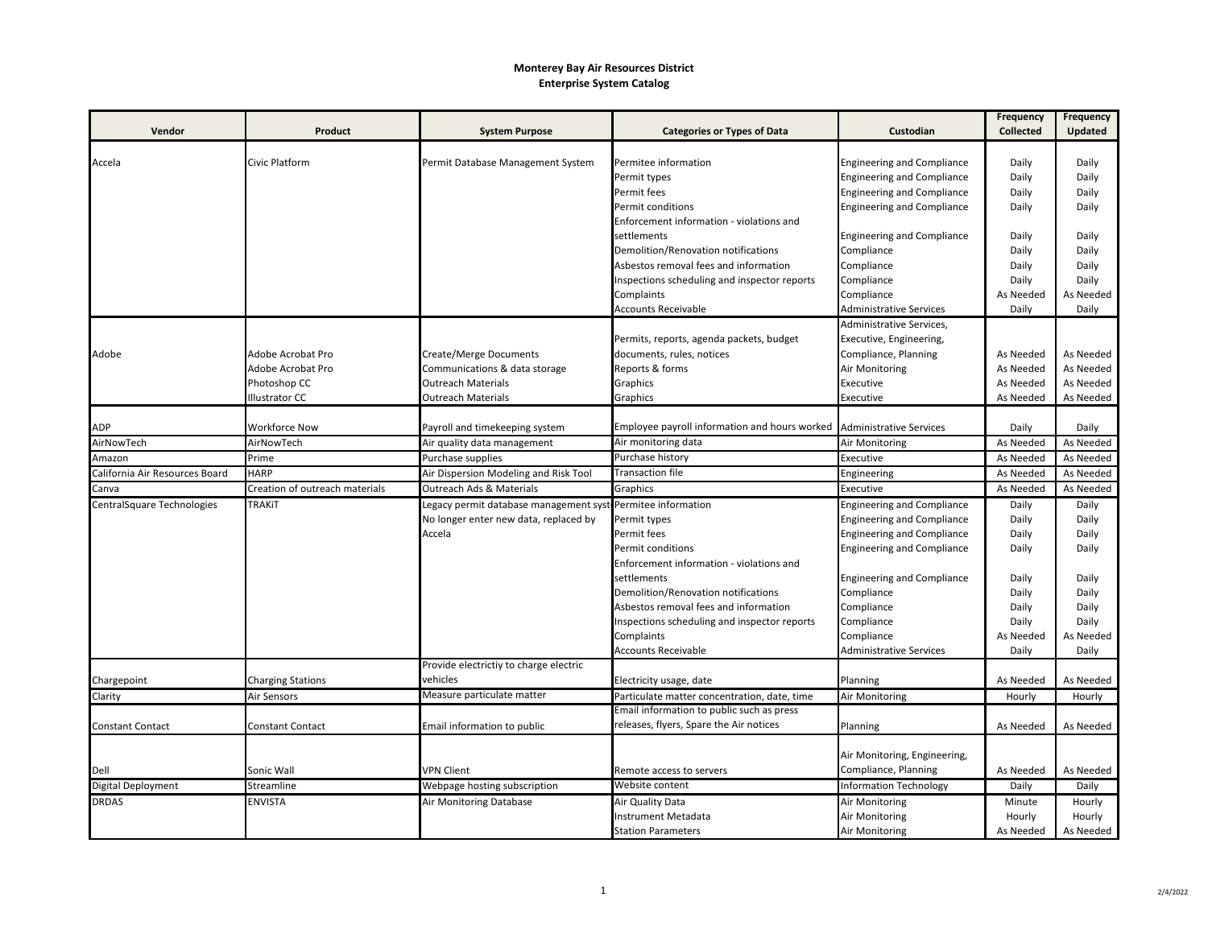**Monterey Bay Air Resources District**
**Enterprise System Catalog**

| Vendor | Product | System Purpose | Categories or Types of Data | Custodian | Frequency Collected | Frequency Updated |
|---|---|---|---|---|---|---|
| Accela | Civic Platform | Permit Database Management System | Permitee information | Engineering and Compliance | Daily | Daily |
| | | | Permit types | Engineering and Compliance | Daily | Daily |
| | | | Permit fees | Engineering and Compliance | Daily | Daily |
| | | | Permit conditions | Engineering and Compliance | Daily | Daily |
| | | | Enforcement information - violations and settlements | Engineering and Compliance | Daily | Daily |
| | | | Demolition/Renovation notifications | Compliance | Daily | Daily |
| | | | Asbestos removal fees and information | Compliance | Daily | Daily |
| | | | Inspections scheduling and inspector reports | Compliance | Daily | Daily |
| | | | Complaints | Compliance | As Needed | As Needed |
| | | | Accounts Receivable | Administrative Services | Daily | Daily |
| Adobe | Adobe Acrobat Pro | Create/Merge Documents | Permits, reports, agenda packets, budget documents, rules, notices | Administrative Services, Executive, Engineering, Compliance, Planning | As Needed | As Needed |
| | Adobe Acrobat Pro | Communications & data storage | Reports & forms | Air Monitoring | As Needed | As Needed |
| | Photoshop CC | Outreach Materials | Graphics | Executive | As Needed | As Needed |
| | Illustrator CC | Outreach Materials | Graphics | Executive | As Needed | As Needed |
| ADP | Workforce Now | Payroll and timekeeping system | Employee payroll information and hours worked | Administrative Services | Daily | Daily |
| AirNowTech | AirNowTech | Air quality data management | Air monitoring data | Air Monitoring | As Needed | As Needed |
| Amazon | Prime | Purchase supplies | Purchase history | Executive | As Needed | As Needed |
| California Air Resources Board | HARP | Air Dispersion Modeling and Risk Tool | Transaction file | Engineering | As Needed | As Needed |
| Canva | Creation of outreach materials | Outreach Ads & Materials | Graphics | Executive | As Needed | As Needed |
| CentralSquare Technologies | TRAKiT | Legacy permit database management syst No longer enter new data, replaced by Accela | Permitee information | Engineering and Compliance | Daily | Daily |
| | | | Permit types | Engineering and Compliance | Daily | Daily |
| | | | Permit fees | Engineering and Compliance | Daily | Daily |
| | | | Permit conditions | Engineering and Compliance | Daily | Daily |
| | | | Enforcement information - violations and settlements | Engineering and Compliance | Daily | Daily |
| | | | Demolition/Renovation notifications | Compliance | Daily | Daily |
| | | | Asbestos removal fees and information | Compliance | Daily | Daily |
| | | | Inspections scheduling and inspector reports | Compliance | Daily | Daily |
| | | | Complaints | Compliance | As Needed | As Needed |
| | | | Accounts Receivable | Administrative Services | Daily | Daily |
| Chargepoint | Charging Stations | Provide electrictiy to charge electric vehicles | Electricity usage, date | Planning | As Needed | As Needed |
| Clarity | Air Sensors | Measure particulate matter | Particulate matter concentration, date, time | Air Monitoring | Hourly | Hourly |
| Constant Contact | Constant Contact | Email information to public | Email information to public such as press releases, flyers, Spare the Air notices | Planning | As Needed | As Needed |
| Dell | Sonic Wall | VPN Client | Remote access to servers | Air Monitoring, Engineering, Compliance, Planning | As Needed | As Needed |
| Digital Deployment | Streamline | Webpage hosting subscription | Website content | Information Technology | Daily | Daily |
| DRDAS | ENVISTA | Air Monitoring Database | Air Quality Data | Air Monitoring | Minute | Hourly |
| | | | Instrument Metadata | Air Monitoring | Hourly | Hourly |
| | | | Station Parameters | Air Monitoring | As Needed | As Needed |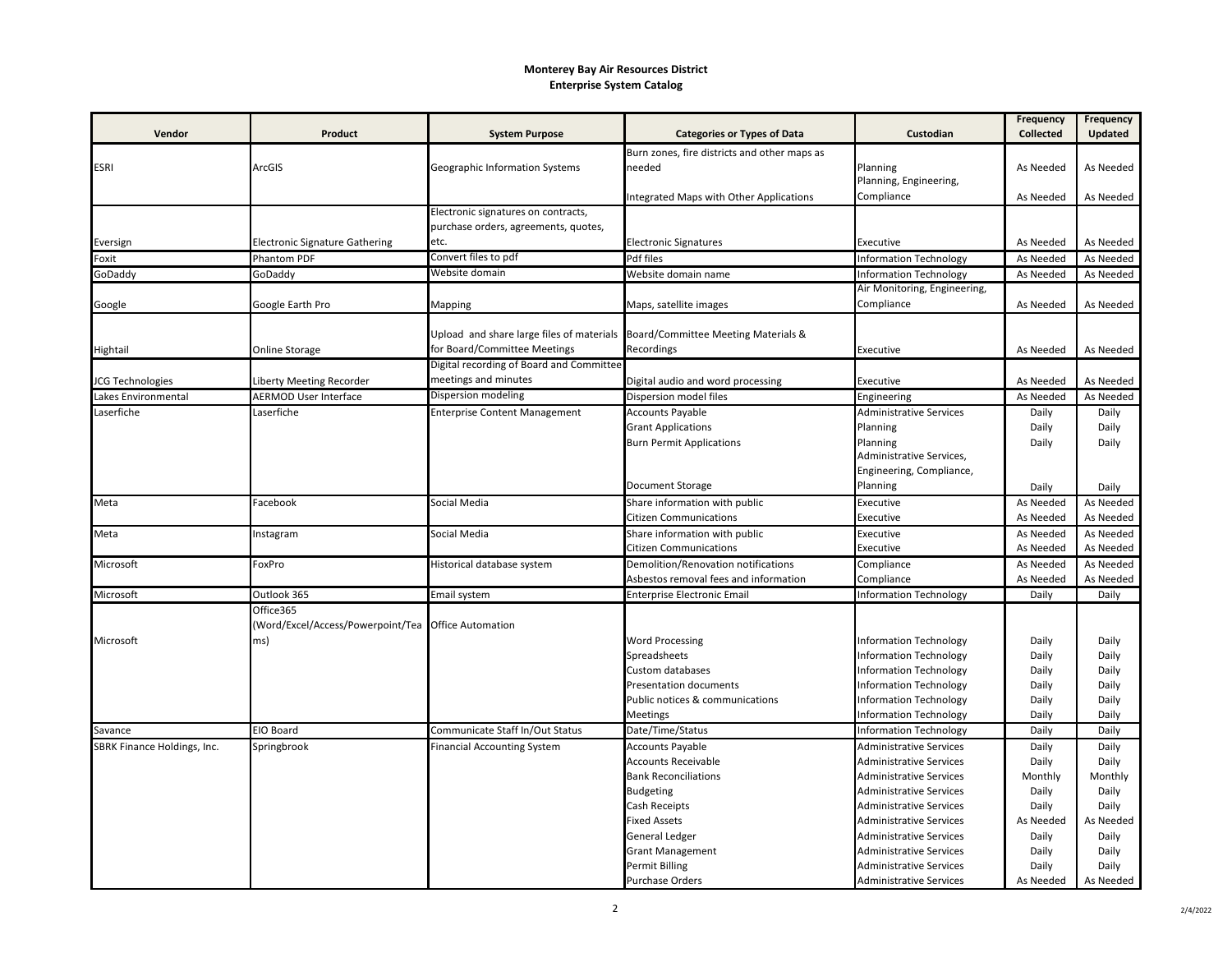**Monterey Bay Air Resources District**
**Enterprise System Catalog**

| Vendor | Product | System Purpose | Categories or Types of Data | Custodian | Frequency Collected | Frequency Updated |
|---|---|---|---|---|---|---|
| ESRI | ArcGIS | Geographic Information Systems | Burn zones, fire districts and other maps as needed | Planning | As Needed | As Needed |
| | | | Integrated Maps with Other Applications | Planning, Engineering, Compliance | As Needed | As Needed |
| Eversign | Electronic Signature Gathering | Electronic signatures on contracts, purchase orders, agreements, quotes, etc. | Electronic Signatures | Executive | As Needed | As Needed |
| Foxit | Phantom PDF | Convert files to pdf | Pdf files | Information Technology | As Needed | As Needed |
| GoDaddy | GoDaddy | Website domain | Website domain name | Information Technology | As Needed | As Needed |
| Google | Google Earth Pro | Mapping | Maps, satellite images | Air Monitoring, Engineering, Compliance | As Needed | As Needed |
| Hightail | Online Storage | Upload and share large files of materials for Board/Committee Meetings | Board/Committee Meeting Materials & Recordings | Executive | As Needed | As Needed |
| JCG Technologies | Liberty Meeting Recorder | Digital recording of Board and Committee meetings and minutes | Digital audio and word processing | Executive | As Needed | As Needed |
| Lakes Environmental | AERMOD User Interface | Dispersion modeling | Dispersion model files | Engineering | As Needed | As Needed |
| Laserfiche | Laserfiche | Enterprise Content Management | Accounts Payable | Administrative Services | Daily | Daily |
| | | | Grant Applications | Planning | Daily | Daily |
| | | | Burn Permit Applications | Planning | Daily | Daily |
| | | | Document Storage | Administrative Services, Engineering, Compliance, Planning | Daily | Daily |
| Meta | Facebook | Social Media | Share information with public | Executive | As Needed | As Needed |
| | | | Citizen Communications | Executive | As Needed | As Needed |
| Meta | Instagram | Social Media | Share information with public | Executive | As Needed | As Needed |
| | | | Citizen Communications | Executive | As Needed | As Needed |
| Microsoft | FoxPro | Historical database system | Demolition/Renovation notifications | Compliance | As Needed | As Needed |
| | | | Asbestos removal fees and information | Compliance | As Needed | As Needed |
| Microsoft | Outlook 365 | Email system | Enterprise Electronic Email | Information Technology | Daily | Daily |
| Microsoft | Office365 (Word/Excel/Access/Powerpoint/Teams) | Office Automation | Word Processing | Information Technology | Daily | Daily |
| | | | Spreadsheets | Information Technology | Daily | Daily |
| | | | Custom databases | Information Technology | Daily | Daily |
| | | | Presentation documents | Information Technology | Daily | Daily |
| | | | Public notices & communications | Information Technology | Daily | Daily |
| | | | Meetings | Information Technology | Daily | Daily |
| Savance | EIO Board | Communicate Staff In/Out Status | Date/Time/Status | Information Technology | Daily | Daily |
| SBRK Finance Holdings, Inc. | Springbrook | Financial Accounting System | Accounts Payable | Administrative Services | Daily | Daily |
| | | | Accounts Receivable | Administrative Services | Daily | Daily |
| | | | Bank Reconciliations | Administrative Services | Monthly | Monthly |
| | | | Budgeting | Administrative Services | Daily | Daily |
| | | | Cash Receipts | Administrative Services | Daily | Daily |
| | | | Fixed Assets | Administrative Services | As Needed | As Needed |
| | | | General Ledger | Administrative Services | Daily | Daily |
| | | | Grant Management | Administrative Services | Daily | Daily |
| | | | Permit Billing | Administrative Services | Daily | Daily |
| | | | Purchase Orders | Administrative Services | As Needed | As Needed |

2/4/2022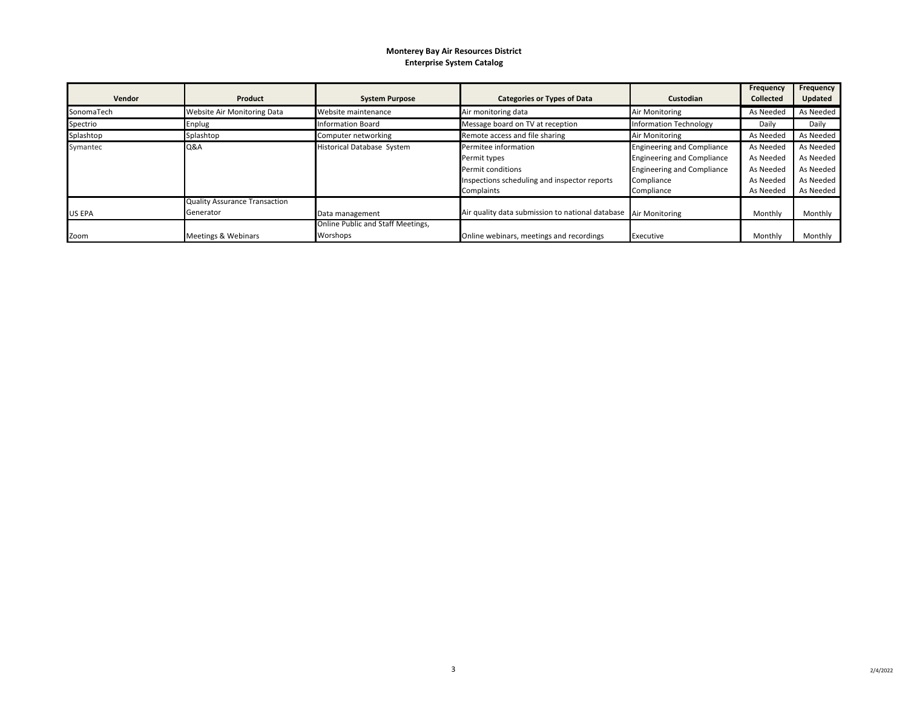**Monterey Bay Air Resources District**
**Enterprise System Catalog**

| Vendor | Product | System Purpose | Categories or Types of Data | Custodian | Frequency Collected | Frequency Updated |
|---|---|---|---|---|---|---|
| SonomaTech | Website Air Monitoring Data | Website maintenance | Air monitoring data | Air Monitoring | As Needed | As Needed |
| Spectrio | Enplug | Information Board | Message board on TV at reception | Information Technology | Daily | Daily |
| Splashtop | Splashtop | Computer networking | Remote access and file sharing | Air Monitoring | As Needed | As Needed |
| Symantec | Q&A | Historical Database System | Permitee information | Engineering and Compliance | As Needed | As Needed |
| | | | Permit types | Engineering and Compliance | As Needed | As Needed |
| | | | Permit conditions | Engineering and Compliance | As Needed | As Needed |
| | | | Inspections scheduling and inspector reports | Compliance | As Needed | As Needed |
| | | | Complaints | Compliance | As Needed | As Needed |
| US EPA | Quality Assurance Transaction Generator | Data management | Air quality data submission to national database | Air Monitoring | Monthly | Monthly |
| Zoom | Meetings & Webinars | Online Public and Staff Meetings, Worshops | Online webinars, meetings and recordings | Executive | Monthly | Monthly |